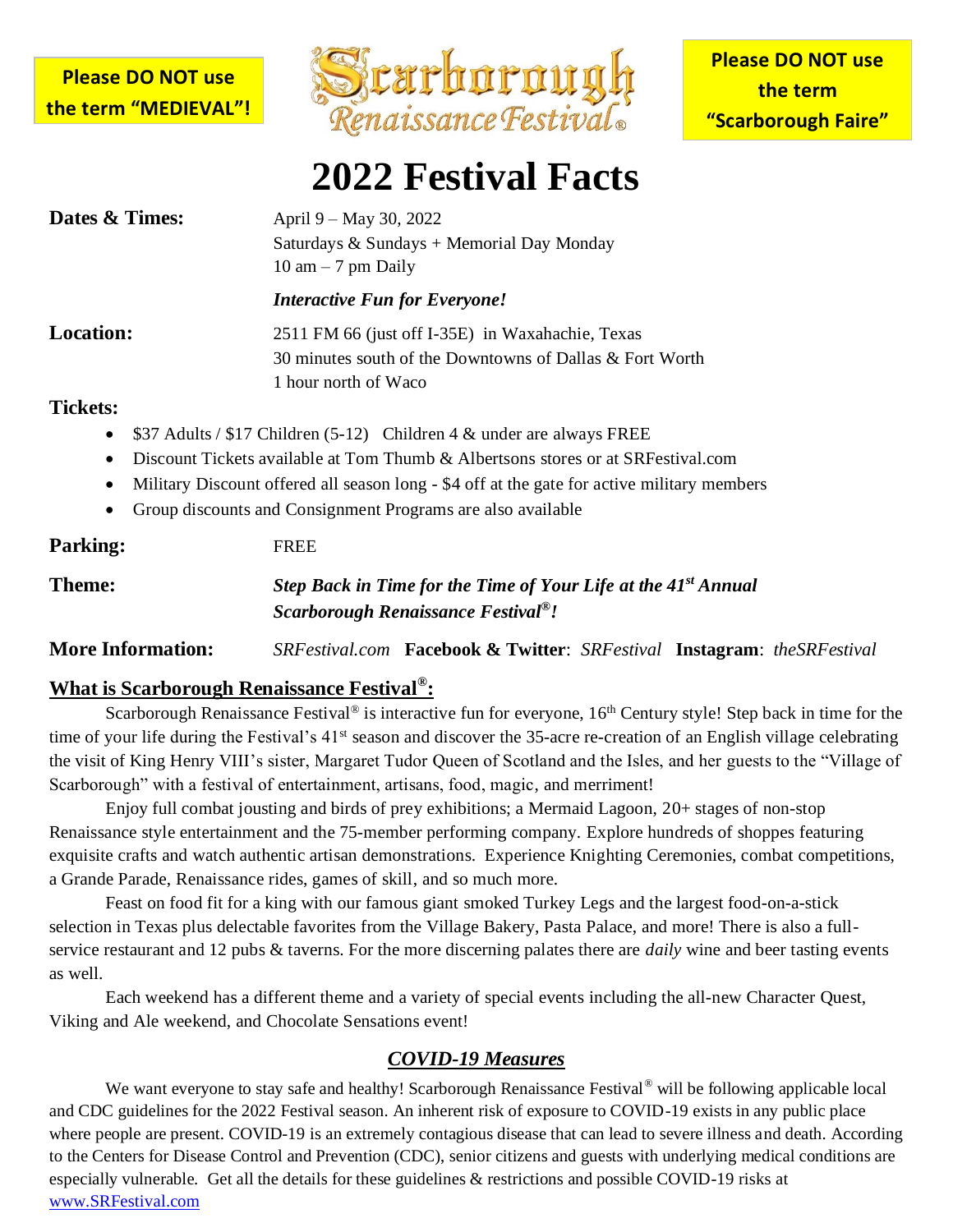**Please DO NOT use the term "MEDIEVAL"!**

Scarborough Renaissance Festival®

**Please DO NOT use the term "Scarborough Faire"**

# 2022 Festival Facts

**Dates & Times:** April 9 – May 30, 2022
Saturdays & Sundays + Memorial Day Monday
10 am – 7 pm Daily

***Interactive Fun for Everyone!***

**Location:** 2511 FM 66 (just off I-35E) in Waxahachie, Texas
30 minutes south of the Downtowns of Dallas & Fort Worth
1 hour north of Waco

**Tickets:**

- $37 Adults / $17 Children (5-12) Children 4 & under are always FREE
- Discount Tickets available at Tom Thumb & Albertsons stores or at SRFestival.com
- Military Discount offered all season long - $4 off at the gate for active military members
- Group discounts and Consignment Programs are also available

**Parking:** FREE

**Theme:** ***Step Back in Time for the Time of Your Life at the 41st Annual Scarborough Renaissance Festival®!***

**More Information:** *SRFestival.com* **Facebook & Twitter**: *SRFestival* **Instagram**: *theSRFestival*

## What is Scarborough Renaissance Festival®:

Scarborough Renaissance Festival® is interactive fun for everyone, 16th Century style! Step back in time for the time of your life during the Festival's 41st season and discover the 35-acre re-creation of an English village celebrating the visit of King Henry VIII's sister, Margaret Tudor Queen of Scotland and the Isles, and her guests to the "Village of Scarborough" with a festival of entertainment, artisans, food, magic, and merriment!

Enjoy full combat jousting and birds of prey exhibitions; a Mermaid Lagoon, 20+ stages of non-stop Renaissance style entertainment and the 75-member performing company. Explore hundreds of shoppes featuring exquisite crafts and watch authentic artisan demonstrations. Experience Knighting Ceremonies, combat competitions, a Grande Parade, Renaissance rides, games of skill, and so much more.

Feast on food fit for a king with our famous giant smoked Turkey Legs and the largest food-on-a-stick selection in Texas plus delectable favorites from the Village Bakery, Pasta Palace, and more! There is also a full-service restaurant and 12 pubs & taverns. For the more discerning palates there are *daily* wine and beer tasting events as well.

Each weekend has a different theme and a variety of special events including the all-new Character Quest, Viking and Ale weekend, and Chocolate Sensations event!

## *COVID-19 Measures*

We want everyone to stay safe and healthy! Scarborough Renaissance Festival® will be following applicable local and CDC guidelines for the 2022 Festival season. An inherent risk of exposure to COVID-19 exists in any public place where people are present. COVID-19 is an extremely contagious disease that can lead to severe illness and death. According to the Centers for Disease Control and Prevention (CDC), senior citizens and guests with underlying medical conditions are especially vulnerable. Get all the details for these guidelines & restrictions and possible COVID-19 risks at www.SRFestival.com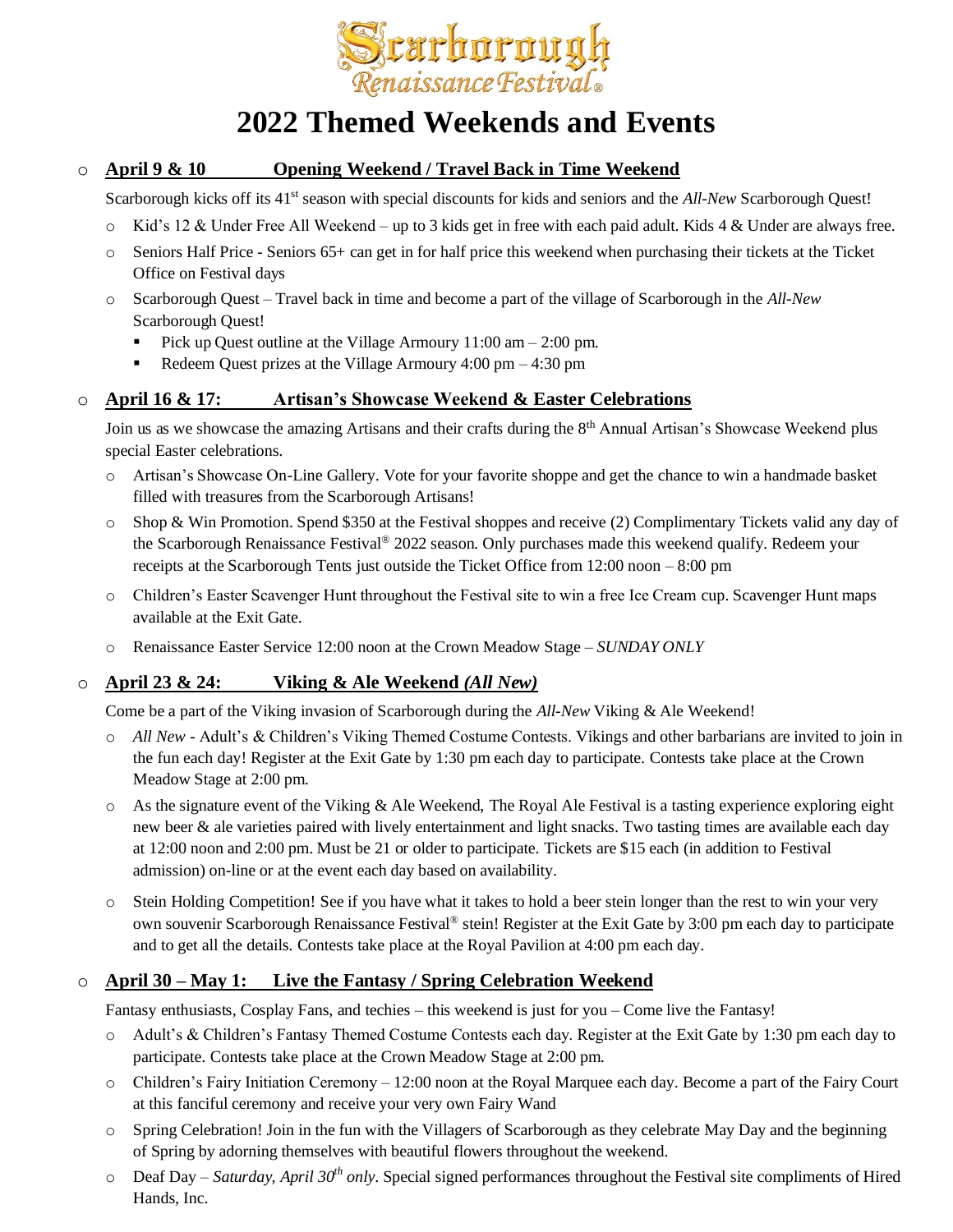# Scarborough Renaissance Festival®

# 2022 Themed Weekends and Events

- **April 9 & 10 Opening Weekend / Travel Back in Time Weekend**

  Scarborough kicks off its 41st season with special discounts for kids and seniors and the *All-New* Scarborough Quest!

  - Kid's 12 & Under Free All Weekend – up to 3 kids get in free with each paid adult. Kids 4 & Under are always free.
  - Seniors Half Price - Seniors 65+ can get in for half price this weekend when purchasing their tickets at the Ticket Office on Festival days
  - Scarborough Quest – Travel back in time and become a part of the village of Scarborough in the *All-New* Scarborough Quest!
    - Pick up Quest outline at the Village Armoury 11:00 am – 2:00 pm.
    - Redeem Quest prizes at the Village Armoury 4:00 pm – 4:30 pm

- **April 16 & 17: Artisan's Showcase Weekend & Easter Celebrations**

  Join us as we showcase the amazing Artisans and their crafts during the 8th Annual Artisan's Showcase Weekend plus special Easter celebrations.

  - Artisan's Showcase On-Line Gallery. Vote for your favorite shoppe and get the chance to win a handmade basket filled with treasures from the Scarborough Artisans!
  - Shop & Win Promotion. Spend $350 at the Festival shoppes and receive (2) Complimentary Tickets valid any day of the Scarborough Renaissance Festival® 2022 season. Only purchases made this weekend qualify. Redeem your receipts at the Scarborough Tents just outside the Ticket Office from 12:00 noon – 8:00 pm
  - Children's Easter Scavenger Hunt throughout the Festival site to win a free Ice Cream cup. Scavenger Hunt maps available at the Exit Gate.
  - Renaissance Easter Service 12:00 noon at the Crown Meadow Stage – *SUNDAY ONLY*

- **April 23 & 24: Viking & Ale Weekend *(All New)***

  Come be a part of the Viking invasion of Scarborough during the *All-New* Viking & Ale Weekend!

  - *All New* - Adult's & Children's Viking Themed Costume Contests. Vikings and other barbarians are invited to join in the fun each day! Register at the Exit Gate by 1:30 pm each day to participate. Contests take place at the Crown Meadow Stage at 2:00 pm.
  - As the signature event of the Viking & Ale Weekend, The Royal Ale Festival is a tasting experience exploring eight new beer & ale varieties paired with lively entertainment and light snacks. Two tasting times are available each day at 12:00 noon and 2:00 pm. Must be 21 or older to participate. Tickets are $15 each (in addition to Festival admission) on-line or at the event each day based on availability.
  - Stein Holding Competition! See if you have what it takes to hold a beer stein longer than the rest to win your very own souvenir Scarborough Renaissance Festival® stein! Register at the Exit Gate by 3:00 pm each day to participate and to get all the details. Contests take place at the Royal Pavilion at 4:00 pm each day.

- **April 30 – May 1: Live the Fantasy / Spring Celebration Weekend**

  Fantasy enthusiasts, Cosplay Fans, and techies – this weekend is just for you – Come live the Fantasy!

  - Adult's & Children's Fantasy Themed Costume Contests each day. Register at the Exit Gate by 1:30 pm each day to participate. Contests take place at the Crown Meadow Stage at 2:00 pm.
  - Children's Fairy Initiation Ceremony – 12:00 noon at the Royal Marquee each day. Become a part of the Fairy Court at this fanciful ceremony and receive your very own Fairy Wand
  - Spring Celebration! Join in the fun with the Villagers of Scarborough as they celebrate May Day and the beginning of Spring by adorning themselves with beautiful flowers throughout the weekend.
  - Deaf Day – *Saturday, April 30th only*. Special signed performances throughout the Festival site compliments of Hired Hands, Inc.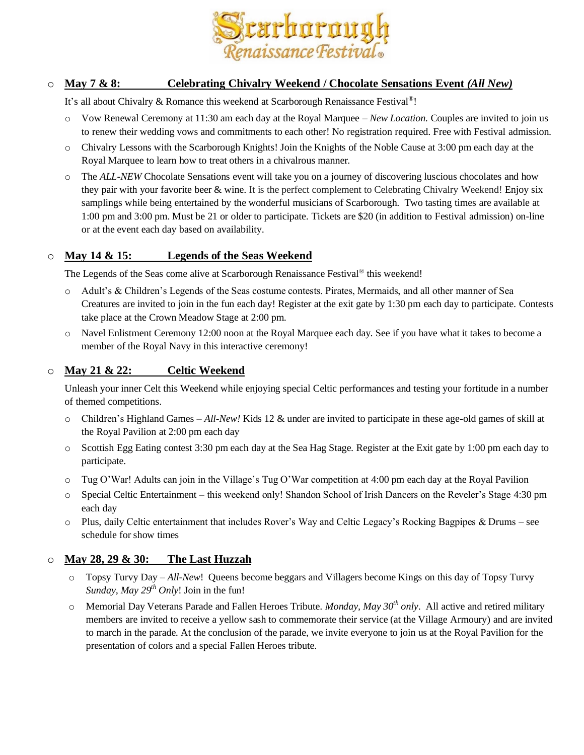# Scarborough Renaissance Festival®

- **May 7 & 8: Celebrating Chivalry Weekend / Chocolate Sensations Event *(All New)***

  It's all about Chivalry & Romance this weekend at Scarborough Renaissance Festival®!

  - Vow Renewal Ceremony at 11:30 am each day at the Royal Marquee – *New Location.* Couples are invited to join us to renew their wedding vows and commitments to each other! No registration required. Free with Festival admission.
  - Chivalry Lessons with the Scarborough Knights! Join the Knights of the Noble Cause at 3:00 pm each day at the Royal Marquee to learn how to treat others in a chivalrous manner.
  - The *ALL-NEW* Chocolate Sensations event will take you on a journey of discovering luscious chocolates and how they pair with your favorite beer & wine. It is the perfect complement to Celebrating Chivalry Weekend! Enjoy six samplings while being entertained by the wonderful musicians of Scarborough. Two tasting times are available at 1:00 pm and 3:00 pm. Must be 21 or older to participate. Tickets are $20 (in addition to Festival admission) on-line or at the event each day based on availability.

- **May 14 & 15: Legends of the Seas Weekend**

  The Legends of the Seas come alive at Scarborough Renaissance Festival® this weekend!

  - Adult's & Children's Legends of the Seas costume contests. Pirates, Mermaids, and all other manner of Sea Creatures are invited to join in the fun each day! Register at the exit gate by 1:30 pm each day to participate. Contests take place at the Crown Meadow Stage at 2:00 pm.
  - Navel Enlistment Ceremony 12:00 noon at the Royal Marquee each day. See if you have what it takes to become a member of the Royal Navy in this interactive ceremony!

- **May 21 & 22: Celtic Weekend**

  Unleash your inner Celt this Weekend while enjoying special Celtic performances and testing your fortitude in a number of themed competitions.

  - Children's Highland Games – *All-New!* Kids 12 & under are invited to participate in these age-old games of skill at the Royal Pavilion at 2:00 pm each day
  - Scottish Egg Eating contest 3:30 pm each day at the Sea Hag Stage. Register at the Exit gate by 1:00 pm each day to participate.
  - Tug O'War! Adults can join in the Village's Tug O'War competition at 4:00 pm each day at the Royal Pavilion
  - Special Celtic Entertainment – this weekend only! Shandon School of Irish Dancers on the Reveler's Stage 4:30 pm each day
  - Plus, daily Celtic entertainment that includes Rover's Way and Celtic Legacy's Rocking Bagpipes & Drums – see schedule for show times

- **May 28, 29 & 30: The Last Huzzah**

  - Topsy Turvy Day – *All-New*! Queens become beggars and Villagers become Kings on this day of Topsy Turvy *Sunday, May 29th Only*! Join in the fun!
  - Memorial Day Veterans Parade and Fallen Heroes Tribute. *Monday, May 30th only*. All active and retired military members are invited to receive a yellow sash to commemorate their service (at the Village Armoury) and are invited to march in the parade. At the conclusion of the parade, we invite everyone to join us at the Royal Pavilion for the presentation of colors and a special Fallen Heroes tribute.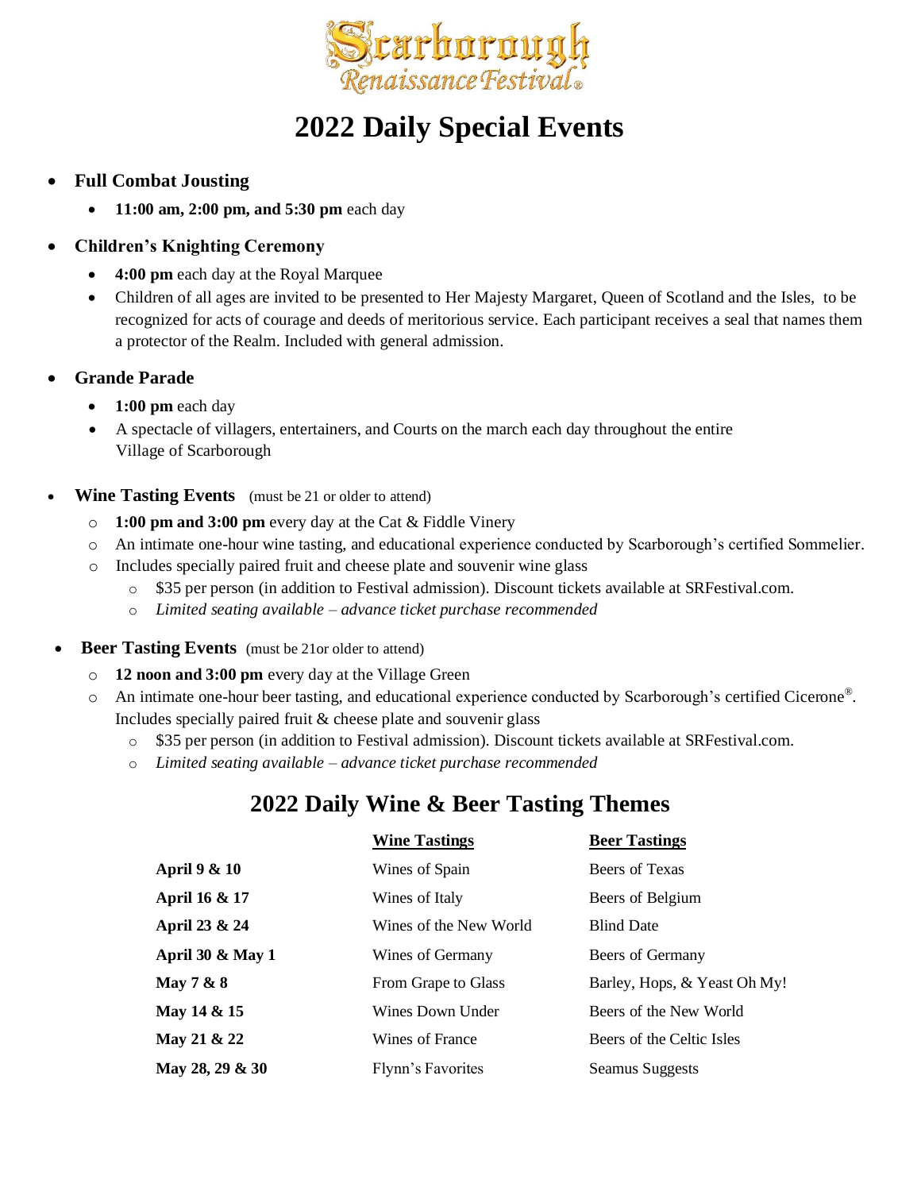Scarborough Renaissance Festival®

# 2022 Daily Special Events

- **Full Combat Jousting**
  - **11:00 am, 2:00 pm, and 5:30 pm** each day
- **Children's Knighting Ceremony**
  - **4:00 pm** each day at the Royal Marquee
  - Children of all ages are invited to be presented to Her Majesty Margaret, Queen of Scotland and the Isles, to be recognized for acts of courage and deeds of meritorious service. Each participant receives a seal that names them a protector of the Realm. Included with general admission.
- **Grande Parade**
  - **1:00 pm** each day
  - A spectacle of villagers, entertainers, and Courts on the march each day throughout the entire Village of Scarborough
- **Wine Tasting Events** (must be 21 or older to attend)
  - **1:00 pm and 3:00 pm** every day at the Cat & Fiddle Vinery
  - An intimate one-hour wine tasting, and educational experience conducted by Scarborough's certified Sommelier.
  - Includes specially paired fruit and cheese plate and souvenir wine glass
    - $35 per person (in addition to Festival admission). Discount tickets available at SRFestival.com.
    - *Limited seating available – advance ticket purchase recommended*
- **Beer Tasting Events** (must be 21or older to attend)
  - **12 noon and 3:00 pm** every day at the Village Green
  - An intimate one-hour beer tasting, and educational experience conducted by Scarborough's certified Cicerone®. Includes specially paired fruit & cheese plate and souvenir glass
    - $35 per person (in addition to Festival admission). Discount tickets available at SRFestival.com.
    - *Limited seating available – advance ticket purchase recommended*

## 2022 Daily Wine & Beer Tasting Themes

| | Wine Tastings | Beer Tastings |
|---|---|---|
| **April 9 & 10** | Wines of Spain | Beers of Texas |
| **April 16 & 17** | Wines of Italy | Beers of Belgium |
| **April 23 & 24** | Wines of the New World | Blind Date |
| **April 30 & May 1** | Wines of Germany | Beers of Germany |
| **May 7 & 8** | From Grape to Glass | Barley, Hops, & Yeast Oh My! |
| **May 14 & 15** | Wines Down Under | Beers of the New World |
| **May 21 & 22** | Wines of France | Beers of the Celtic Isles |
| **May 28, 29 & 30** | Flynn's Favorites | Seamus Suggests |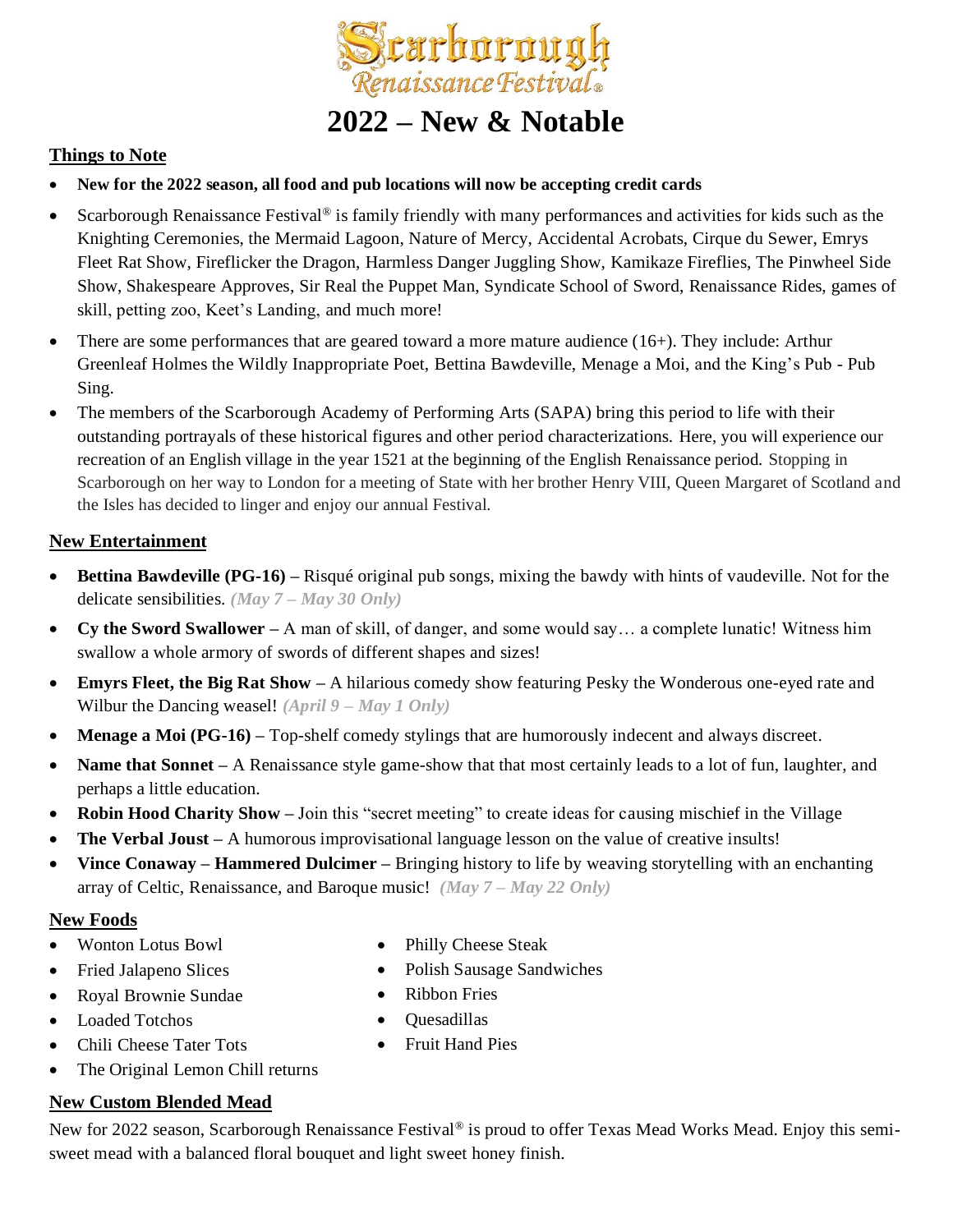# Scarborough Renaissance Festival®

# 2022 – New & Notable

## Things to Note

- **New for the 2022 season, all food and pub locations will now be accepting credit cards**
- Scarborough Renaissance Festival® is family friendly with many performances and activities for kids such as the Knighting Ceremonies, the Mermaid Lagoon, Nature of Mercy, Accidental Acrobats, Cirque du Sewer, Emrys Fleet Rat Show, Fireflicker the Dragon, Harmless Danger Juggling Show, Kamikaze Fireflies, The Pinwheel Side Show, Shakespeare Approves, Sir Real the Puppet Man, Syndicate School of Sword, Renaissance Rides, games of skill, petting zoo, Keet's Landing, and much more!
- There are some performances that are geared toward a more mature audience (16+). They include: Arthur Greenleaf Holmes the Wildly Inappropriate Poet, Bettina Bawdeville, Menage a Moi, and the King's Pub - Pub Sing.
- The members of the Scarborough Academy of Performing Arts (SAPA) bring this period to life with their outstanding portrayals of these historical figures and other period characterizations. Here, you will experience our recreation of an English village in the year 1521 at the beginning of the English Renaissance period. Stopping in Scarborough on her way to London for a meeting of State with her brother Henry VIII, Queen Margaret of Scotland and the Isles has decided to linger and enjoy our annual Festival.

## New Entertainment

- **Bettina Bawdeville (PG-16) –** Risqué original pub songs, mixing the bawdy with hints of vaudeville. Not for the delicate sensibilities. ***(May 7 – May 30 Only)***
- **Cy the Sword Swallower –** A man of skill, of danger, and some would say… a complete lunatic! Witness him swallow a whole armory of swords of different shapes and sizes!
- **Emyrs Fleet, the Big Rat Show –** A hilarious comedy show featuring Pesky the Wonderous one-eyed rate and Wilbur the Dancing weasel! ***(April 9 – May 1 Only)***
- **Menage a Moi (PG-16) –** Top-shelf comedy stylings that are humorously indecent and always discreet.
- **Name that Sonnet –** A Renaissance style game-show that that most certainly leads to a lot of fun, laughter, and perhaps a little education.
- **Robin Hood Charity Show –** Join this "secret meeting" to create ideas for causing mischief in the Village
- **The Verbal Joust –** A humorous improvisational language lesson on the value of creative insults!
- **Vince Conaway – Hammered Dulcimer –** Bringing history to life by weaving storytelling with an enchanting array of Celtic, Renaissance, and Baroque music! ***(May 7 – May 22 Only)***

## New Foods

- Wonton Lotus Bowl
- Fried Jalapeno Slices
- Royal Brownie Sundae
- Loaded Totchos
- Chili Cheese Tater Tots
- The Original Lemon Chill returns
- Philly Cheese Steak
- Polish Sausage Sandwiches
- Ribbon Fries
- Quesadillas
- Fruit Hand Pies

## New Custom Blended Mead

New for 2022 season, Scarborough Renaissance Festival® is proud to offer Texas Mead Works Mead. Enjoy this semi-sweet mead with a balanced floral bouquet and light sweet honey finish.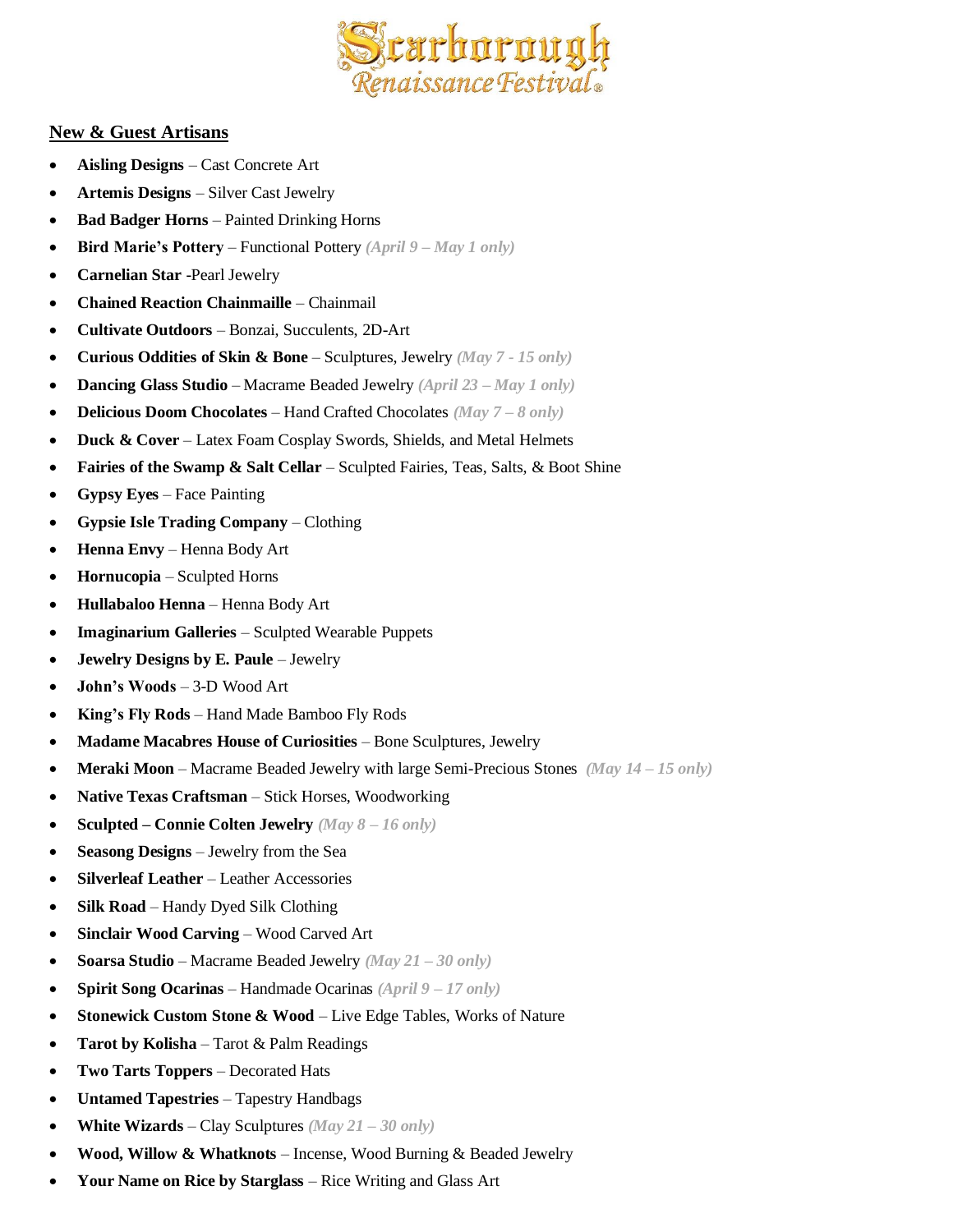Scarborough Renaissance Festival®

## New & Guest Artisans

- **Aisling Designs** – Cast Concrete Art
- **Artemis Designs** – Silver Cast Jewelry
- **Bad Badger Horns** – Painted Drinking Horns
- **Bird Marie's Pottery** – Functional Pottery *(April 9 – May 1 only)*
- **Carnelian Star** -Pearl Jewelry
- **Chained Reaction Chainmaille** – Chainmail
- **Cultivate Outdoors** – Bonzai, Succulents, 2D-Art
- **Curious Oddities of Skin & Bone** – Sculptures, Jewelry *(May 7 - 15 only)*
- **Dancing Glass Studio** – Macrame Beaded Jewelry *(April 23 – May 1 only)*
- **Delicious Doom Chocolates** – Hand Crafted Chocolates *(May 7 – 8 only)*
- **Duck & Cover** – Latex Foam Cosplay Swords, Shields, and Metal Helmets
- **Fairies of the Swamp & Salt Cellar** – Sculpted Fairies, Teas, Salts, & Boot Shine
- **Gypsy Eyes** – Face Painting
- **Gypsie Isle Trading Company** – Clothing
- **Henna Envy** – Henna Body Art
- **Hornucopia** – Sculpted Horns
- **Hullabaloo Henna** – Henna Body Art
- **Imaginarium Galleries** – Sculpted Wearable Puppets
- **Jewelry Designs by E. Paule** – Jewelry
- **John's Woods** – 3-D Wood Art
- **King's Fly Rods** – Hand Made Bamboo Fly Rods
- **Madame Macabres House of Curiosities** – Bone Sculptures, Jewelry
- **Meraki Moon** – Macrame Beaded Jewelry with large Semi-Precious Stones *(May 14 – 15 only)*
- **Native Texas Craftsman** – Stick Horses, Woodworking
- **Sculpted – Connie Colten Jewelry** *(May 8 – 16 only)*
- **Seasong Designs** – Jewelry from the Sea
- **Silverleaf Leather** – Leather Accessories
- **Silk Road** – Handy Dyed Silk Clothing
- **Sinclair Wood Carving** – Wood Carved Art
- **Soarsa Studio** – Macrame Beaded Jewelry *(May 21 – 30 only)*
- **Spirit Song Ocarinas** – Handmade Ocarinas *(April 9 – 17 only)*
- **Stonewick Custom Stone & Wood** – Live Edge Tables, Works of Nature
- **Tarot by Kolisha** – Tarot & Palm Readings
- **Two Tarts Toppers** – Decorated Hats
- **Untamed Tapestries** – Tapestry Handbags
- **White Wizards** – Clay Sculptures *(May 21 – 30 only)*
- **Wood, Willow & Whatknots** – Incense, Wood Burning & Beaded Jewelry
- **Your Name on Rice by Starglass** – Rice Writing and Glass Art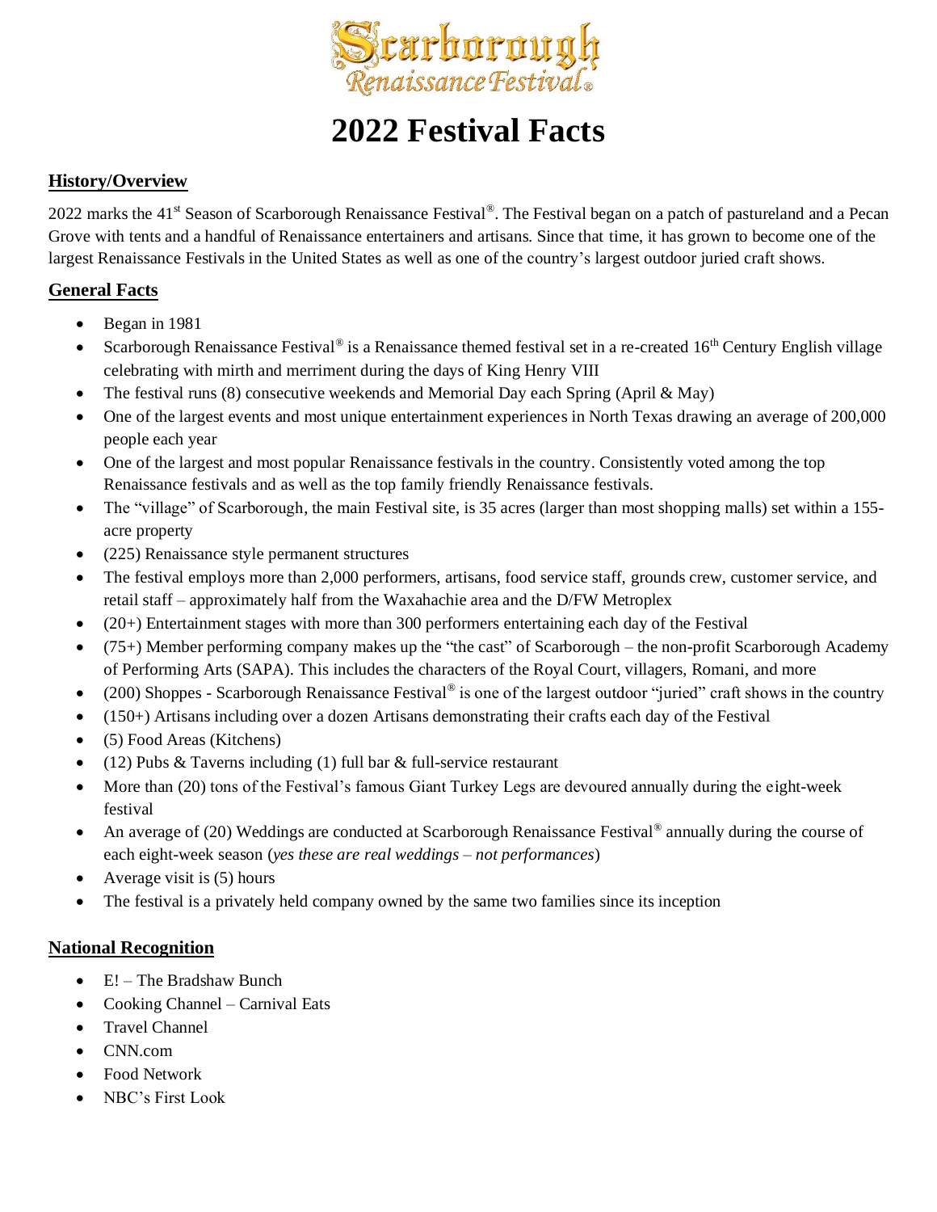**Scarborough Renaissance Festival®**

# 2022 Festival Facts

## History/Overview

2022 marks the 41st Season of Scarborough Renaissance Festival®. The Festival began on a patch of pastureland and a Pecan Grove with tents and a handful of Renaissance entertainers and artisans. Since that time, it has grown to become one of the largest Renaissance Festivals in the United States as well as one of the country's largest outdoor juried craft shows.

## General Facts

- Began in 1981
- Scarborough Renaissance Festival® is a Renaissance themed festival set in a re-created 16th Century English village celebrating with mirth and merriment during the days of King Henry VIII
- The festival runs (8) consecutive weekends and Memorial Day each Spring (April & May)
- One of the largest events and most unique entertainment experiences in North Texas drawing an average of 200,000 people each year
- One of the largest and most popular Renaissance festivals in the country. Consistently voted among the top Renaissance festivals and as well as the top family friendly Renaissance festivals.
- The "village" of Scarborough, the main Festival site, is 35 acres (larger than most shopping malls) set within a 155-acre property
- (225) Renaissance style permanent structures
- The festival employs more than 2,000 performers, artisans, food service staff, grounds crew, customer service, and retail staff – approximately half from the Waxahachie area and the D/FW Metroplex
- (20+) Entertainment stages with more than 300 performers entertaining each day of the Festival
- (75+) Member performing company makes up the "the cast" of Scarborough – the non-profit Scarborough Academy of Performing Arts (SAPA). This includes the characters of the Royal Court, villagers, Romani, and more
- (200) Shoppes - Scarborough Renaissance Festival® is one of the largest outdoor "juried" craft shows in the country
- (150+) Artisans including over a dozen Artisans demonstrating their crafts each day of the Festival
- (5) Food Areas (Kitchens)
- (12) Pubs & Taverns including (1) full bar & full-service restaurant
- More than (20) tons of the Festival's famous Giant Turkey Legs are devoured annually during the eight-week festival
- An average of (20) Weddings are conducted at Scarborough Renaissance Festival® annually during the course of each eight-week season (*yes these are real weddings – not performances*)
- Average visit is (5) hours
- The festival is a privately held company owned by the same two families since its inception

## National Recognition

- E! – The Bradshaw Bunch
- Cooking Channel – Carnival Eats
- Travel Channel
- CNN.com
- Food Network
- NBC's First Look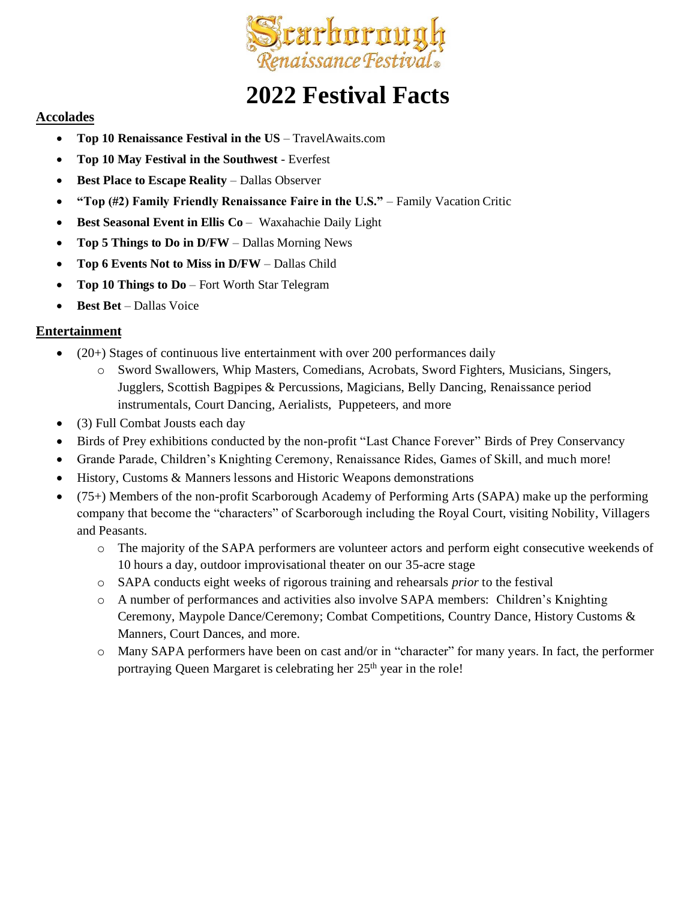Scarborough Renaissance Festival®

# 2022 Festival Facts

## Accolades

- **Top 10 Renaissance Festival in the US** – TravelAwaits.com
- **Top 10 May Festival in the Southwest** - Everfest
- **Best Place to Escape Reality** – Dallas Observer
- **"Top (#2) Family Friendly Renaissance Faire in the U.S."** – Family Vacation Critic
- **Best Seasonal Event in Ellis Co** – Waxahachie Daily Light
- **Top 5 Things to Do in D/FW** – Dallas Morning News
- **Top 6 Events Not to Miss in D/FW** – Dallas Child
- **Top 10 Things to Do** – Fort Worth Star Telegram
- **Best Bet** – Dallas Voice

## Entertainment

- (20+) Stages of continuous live entertainment with over 200 performances daily
  - Sword Swallowers, Whip Masters, Comedians, Acrobats, Sword Fighters, Musicians, Singers, Jugglers, Scottish Bagpipes & Percussions, Magicians, Belly Dancing, Renaissance period instrumentals, Court Dancing, Aerialists, Puppeteers, and more
- (3) Full Combat Jousts each day
- Birds of Prey exhibitions conducted by the non-profit "Last Chance Forever" Birds of Prey Conservancy
- Grande Parade, Children's Knighting Ceremony, Renaissance Rides, Games of Skill, and much more!
- History, Customs & Manners lessons and Historic Weapons demonstrations
- (75+) Members of the non-profit Scarborough Academy of Performing Arts (SAPA) make up the performing company that become the "characters" of Scarborough including the Royal Court, visiting Nobility, Villagers and Peasants.
  - The majority of the SAPA performers are volunteer actors and perform eight consecutive weekends of 10 hours a day, outdoor improvisational theater on our 35-acre stage
  - SAPA conducts eight weeks of rigorous training and rehearsals *prior* to the festival
  - A number of performances and activities also involve SAPA members: Children's Knighting Ceremony, Maypole Dance/Ceremony; Combat Competitions, Country Dance, History Customs & Manners, Court Dances, and more.
  - Many SAPA performers have been on cast and/or in "character" for many years. In fact, the performer portraying Queen Margaret is celebrating her 25th year in the role!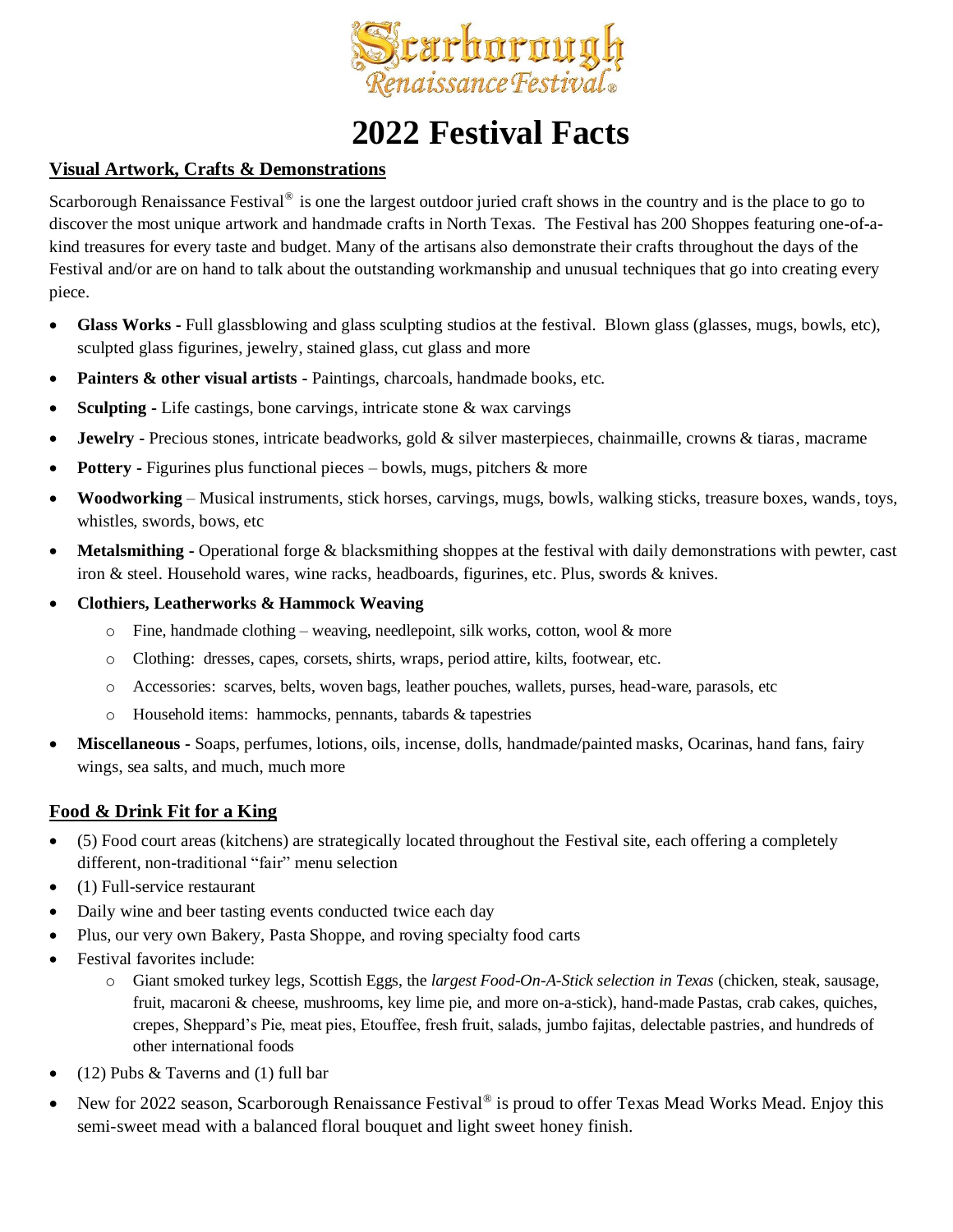# 2022 Festival Facts

## Visual Artwork, Crafts & Demonstrations

Scarborough Renaissance Festival® is one the largest outdoor juried craft shows in the country and is the place to go to discover the most unique artwork and handmade crafts in North Texas. The Festival has 200 Shoppes featuring one-of-a-kind treasures for every taste and budget. Many of the artisans also demonstrate their crafts throughout the days of the Festival and/or are on hand to talk about the outstanding workmanship and unusual techniques that go into creating every piece.

- **Glass Works -** Full glassblowing and glass sculpting studios at the festival. Blown glass (glasses, mugs, bowls, etc), sculpted glass figurines, jewelry, stained glass, cut glass and more
- **Painters & other visual artists -** Paintings, charcoals, handmade books, etc.
- **Sculpting -** Life castings, bone carvings, intricate stone & wax carvings
- **Jewelry -** Precious stones, intricate beadworks, gold & silver masterpieces, chainmaille, crowns & tiaras, macrame
- **Pottery -** Figurines plus functional pieces – bowls, mugs, pitchers & more
- **Woodworking** – Musical instruments, stick horses, carvings, mugs, bowls, walking sticks, treasure boxes, wands, toys, whistles, swords, bows, etc
- **Metalsmithing -** Operational forge & blacksmithing shoppes at the festival with daily demonstrations with pewter, cast iron & steel. Household wares, wine racks, headboards, figurines, etc. Plus, swords & knives.
- **Clothiers, Leatherworks & Hammock Weaving**
  - Fine, handmade clothing – weaving, needlepoint, silk works, cotton, wool & more
  - Clothing: dresses, capes, corsets, shirts, wraps, period attire, kilts, footwear, etc.
  - Accessories: scarves, belts, woven bags, leather pouches, wallets, purses, head-ware, parasols, etc
  - Household items: hammocks, pennants, tabards & tapestries
- **Miscellaneous -** Soaps, perfumes, lotions, oils, incense, dolls, handmade/painted masks, Ocarinas, hand fans, fairy wings, sea salts, and much, much more

## Food & Drink Fit for a King

- (5) Food court areas (kitchens) are strategically located throughout the Festival site, each offering a completely different, non-traditional "fair" menu selection
- (1) Full-service restaurant
- Daily wine and beer tasting events conducted twice each day
- Plus, our very own Bakery, Pasta Shoppe, and roving specialty food carts
- Festival favorites include:
  - Giant smoked turkey legs, Scottish Eggs, the *largest Food-On-A-Stick selection in Texas* (chicken, steak, sausage, fruit, macaroni & cheese, mushrooms, key lime pie, and more on-a-stick), hand-made Pastas, crab cakes, quiches, crepes, Sheppard's Pie, meat pies, Etouffee, fresh fruit, salads, jumbo fajitas, delectable pastries, and hundreds of other international foods
- (12) Pubs & Taverns and (1) full bar
- New for 2022 season, Scarborough Renaissance Festival® is proud to offer Texas Mead Works Mead. Enjoy this semi-sweet mead with a balanced floral bouquet and light sweet honey finish.